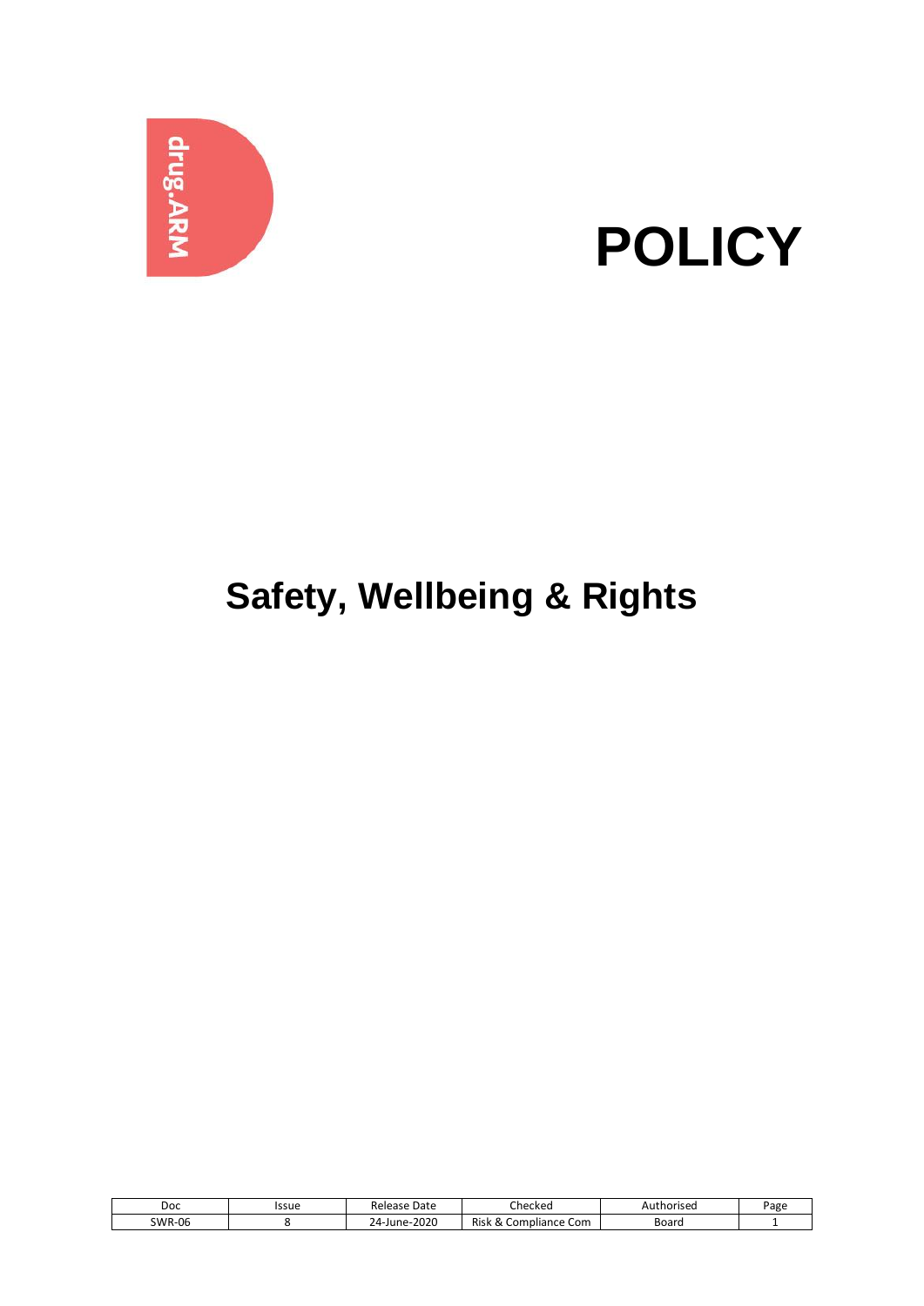drug.ARM

# POLICY

# Safety, Wellbeing & Rights

| Doc | Issue | Release Date | Checked | Authorised | Page |
| --- | --- | --- | --- | --- | --- |
| SWR-06 | 8 | 24-June-2020 | Risk & Compliance Com | Board | 1 |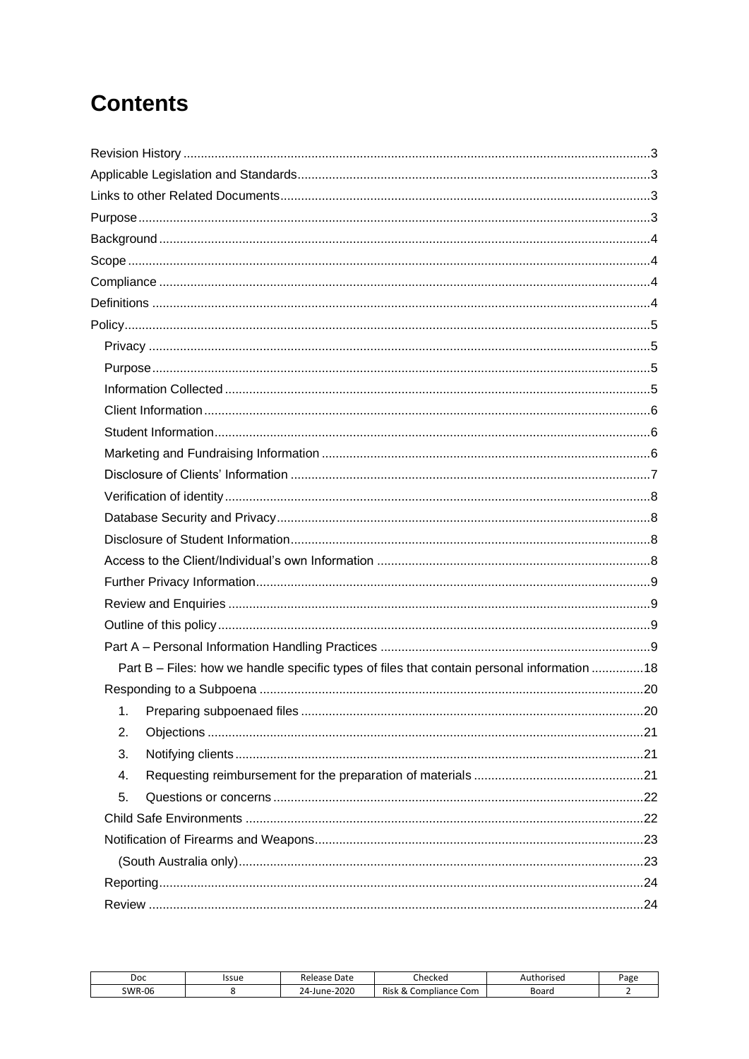# Contents

Revision History ..... 3
Applicable Legislation and Standards ..... 3
Links to other Related Documents ..... 3
Purpose ..... 3
Background ..... 4
Scope ..... 4
Compliance ..... 4
Definitions ..... 4
Policy ..... 5
- Privacy ..... 5
- Purpose ..... 5
- Information Collected ..... 5
- Client Information ..... 6
- Student Information ..... 6
- Marketing and Fundraising Information ..... 6
- Disclosure of Clients' Information ..... 7
- Verification of identity ..... 8
- Database Security and Privacy ..... 8
- Disclosure of Student Information ..... 8
- Access to the Client/Individual's own Information ..... 8
- Further Privacy Information ..... 9
- Review and Enquiries ..... 9
- Outline of this policy ..... 9
- Part A – Personal Information Handling Practices ..... 9
  - Part B – Files: how we handle specific types of files that contain personal information ..... 18
- Responding to a Subpoena ..... 20
  1. Preparing subpoenaed files ..... 20
  2. Objections ..... 21
  3. Notifying clients ..... 21
  4. Requesting reimbursement for the preparation of materials ..... 21
  5. Questions or concerns ..... 22
- Child Safe Environments ..... 22
- Notification of Firearms and Weapons ..... 23
  - (South Australia only) ..... 23
- Reporting ..... 24
- Review ..... 24

| Doc | Issue | Release Date | Checked | Authorised | Page |
|---|---|---|---|---|---|
| SWR-06 | 8 | 24-June-2020 | Risk & Compliance Com | Board | 2 |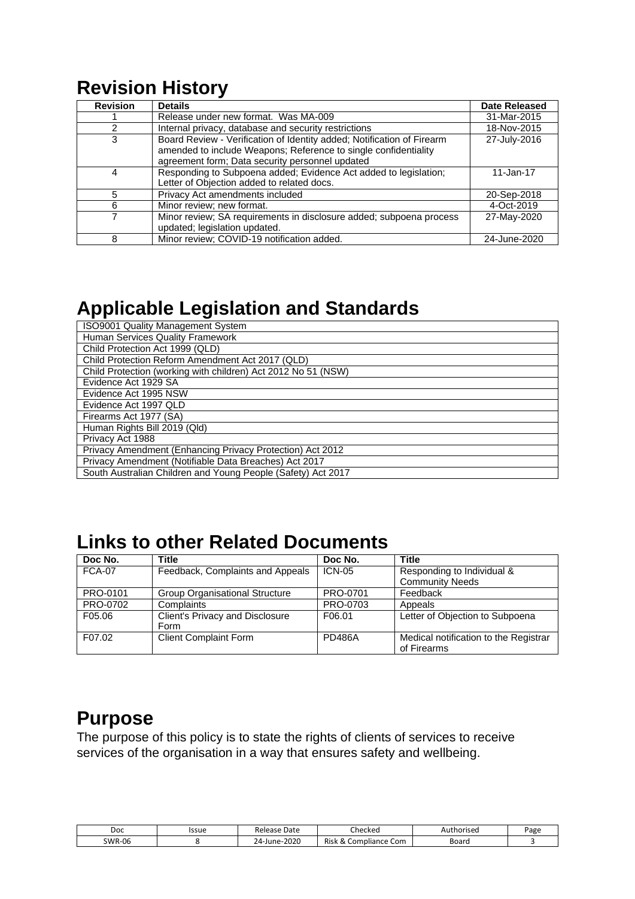# Revision History

| Revision | Details | Date Released |
|---|---|---|
| 1 | Release under new format. Was MA-009 | 31-Mar-2015 |
| 2 | Internal privacy, database and security restrictions | 18-Nov-2015 |
| 3 | Board Review - Verification of Identity added; Notification of Firearm amended to include Weapons; Reference to single confidentiality agreement form; Data security personnel updated | 27-July-2016 |
| 4 | Responding to Subpoena added; Evidence Act added to legislation; Letter of Objection added to related docs. | 11-Jan-17 |
| 5 | Privacy Act amendments included | 20-Sep-2018 |
| 6 | Minor review; new format. | 4-Oct-2019 |
| 7 | Minor review; SA requirements in disclosure added; subpoena process updated; legislation updated. | 27-May-2020 |
| 8 | Minor review; COVID-19 notification added. | 24-June-2020 |

# Applicable Legislation and Standards

| |
|---|
| ISO9001 Quality Management System |
| Human Services Quality Framework |
| Child Protection Act 1999 (QLD) |
| Child Protection Reform Amendment Act 2017 (QLD) |
| Child Protection (working with children) Act 2012 No 51 (NSW) |
| Evidence Act 1929 SA |
| Evidence Act 1995 NSW |
| Evidence Act 1997 QLD |
| Firearms Act 1977 (SA) |
| Human Rights Bill 2019 (Qld) |
| Privacy Act 1988 |
| Privacy Amendment (Enhancing Privacy Protection) Act 2012 |
| Privacy Amendment (Notifiable Data Breaches) Act 2017 |
| South Australian Children and Young People (Safety) Act 2017 |

# Links to other Related Documents

| Doc No. | Title | Doc No. | Title |
|---|---|---|---|
| FCA-07 | Feedback, Complaints and Appeals | ICN-05 | Responding to Individual & Community Needs |
| PRO-0101 | Group Organisational Structure | PRO-0701 | Feedback |
| PRO-0702 | Complaints | PRO-0703 | Appeals |
| F05.06 | Client's Privacy and Disclosure Form | F06.01 | Letter of Objection to Subpoena |
| F07.02 | Client Complaint Form | PD486A | Medical notification to the Registrar of Firearms |

# Purpose

The purpose of this policy is to state the rights of clients of services to receive services of the organisation in a way that ensures safety and wellbeing.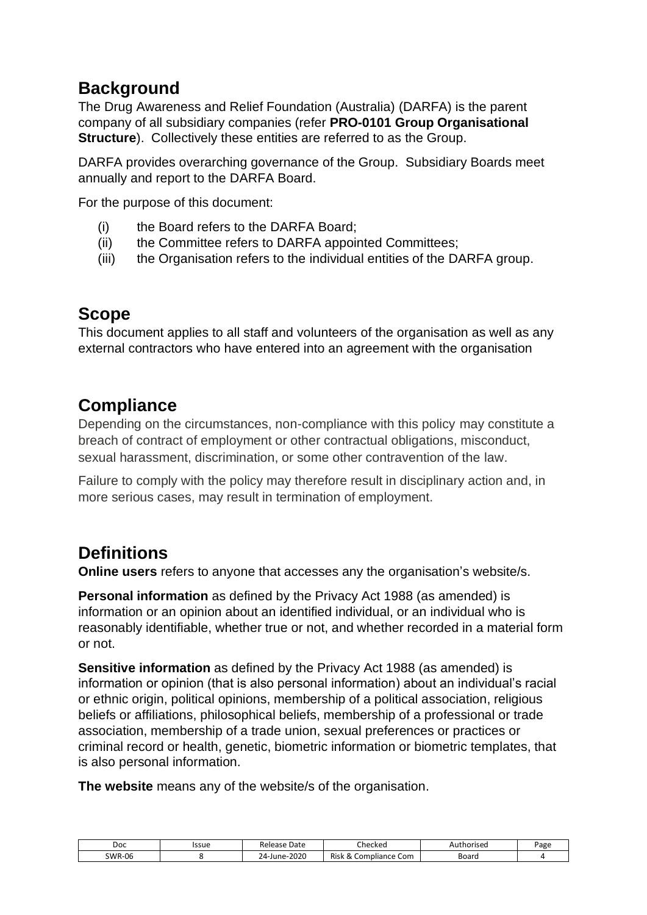## Background

The Drug Awareness and Relief Foundation (Australia) (DARFA) is the parent company of all subsidiary companies (refer **PRO-0101 Group Organisational Structure**). Collectively these entities are referred to as the Group.

DARFA provides overarching governance of the Group. Subsidiary Boards meet annually and report to the DARFA Board.

For the purpose of this document:

(i) the Board refers to the DARFA Board;
(ii) the Committee refers to DARFA appointed Committees;
(iii) the Organisation refers to the individual entities of the DARFA group.

## Scope

This document applies to all staff and volunteers of the organisation as well as any external contractors who have entered into an agreement with the organisation

## Compliance

Depending on the circumstances, non-compliance with this policy may constitute a breach of contract of employment or other contractual obligations, misconduct, sexual harassment, discrimination, or some other contravention of the law.

Failure to comply with the policy may therefore result in disciplinary action and, in more serious cases, may result in termination of employment.

## Definitions

**Online users** refers to anyone that accesses any the organisation's website/s.

**Personal information** as defined by the Privacy Act 1988 (as amended) is information or an opinion about an identified individual, or an individual who is reasonably identifiable, whether true or not, and whether recorded in a material form or not.

**Sensitive information** as defined by the Privacy Act 1988 (as amended) is information or opinion (that is also personal information) about an individual's racial or ethnic origin, political opinions, membership of a political association, religious beliefs or affiliations, philosophical beliefs, membership of a professional or trade association, membership of a trade union, sexual preferences or practices or criminal record or health, genetic, biometric information or biometric templates, that is also personal information.

**The website** means any of the website/s of the organisation.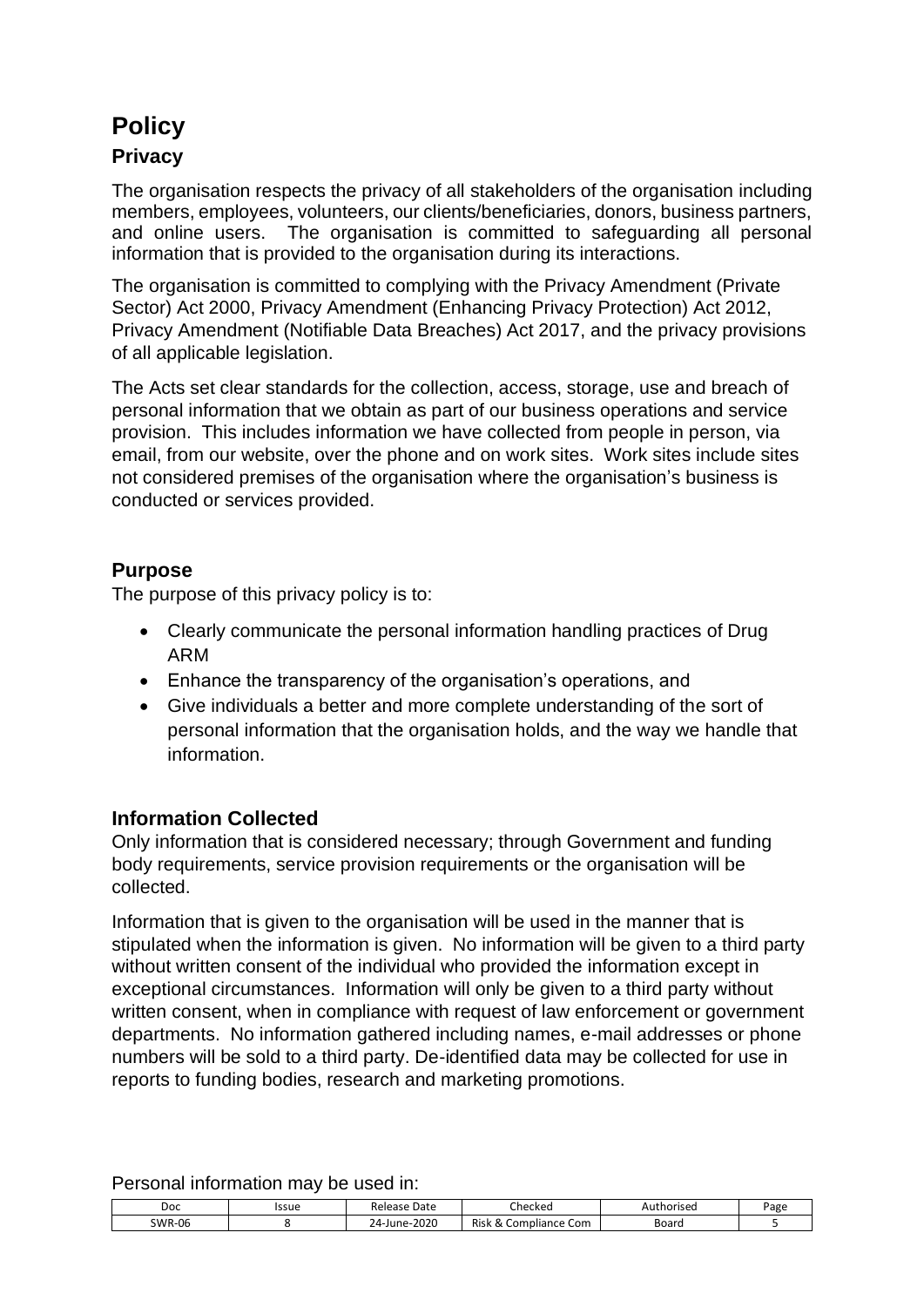# Policy

## Privacy

The organisation respects the privacy of all stakeholders of the organisation including members, employees, volunteers, our clients/beneficiaries, donors, business partners, and online users. The organisation is committed to safeguarding all personal information that is provided to the organisation during its interactions.

The organisation is committed to complying with the Privacy Amendment (Private Sector) Act 2000, Privacy Amendment (Enhancing Privacy Protection) Act 2012, Privacy Amendment (Notifiable Data Breaches) Act 2017, and the privacy provisions of all applicable legislation.

The Acts set clear standards for the collection, access, storage, use and breach of personal information that we obtain as part of our business operations and service provision. This includes information we have collected from people in person, via email, from our website, over the phone and on work sites. Work sites include sites not considered premises of the organisation where the organisation's business is conducted or services provided.

## Purpose

The purpose of this privacy policy is to:

- Clearly communicate the personal information handling practices of Drug ARM
- Enhance the transparency of the organisation's operations, and
- Give individuals a better and more complete understanding of the sort of personal information that the organisation holds, and the way we handle that information.

## Information Collected

Only information that is considered necessary; through Government and funding body requirements, service provision requirements or the organisation will be collected.

Information that is given to the organisation will be used in the manner that is stipulated when the information is given. No information will be given to a third party without written consent of the individual who provided the information except in exceptional circumstances. Information will only be given to a third party without written consent, when in compliance with request of law enforcement or government departments. No information gathered including names, e-mail addresses or phone numbers will be sold to a third party. De-identified data may be collected for use in reports to funding bodies, research and marketing promotions.

Personal information may be used in: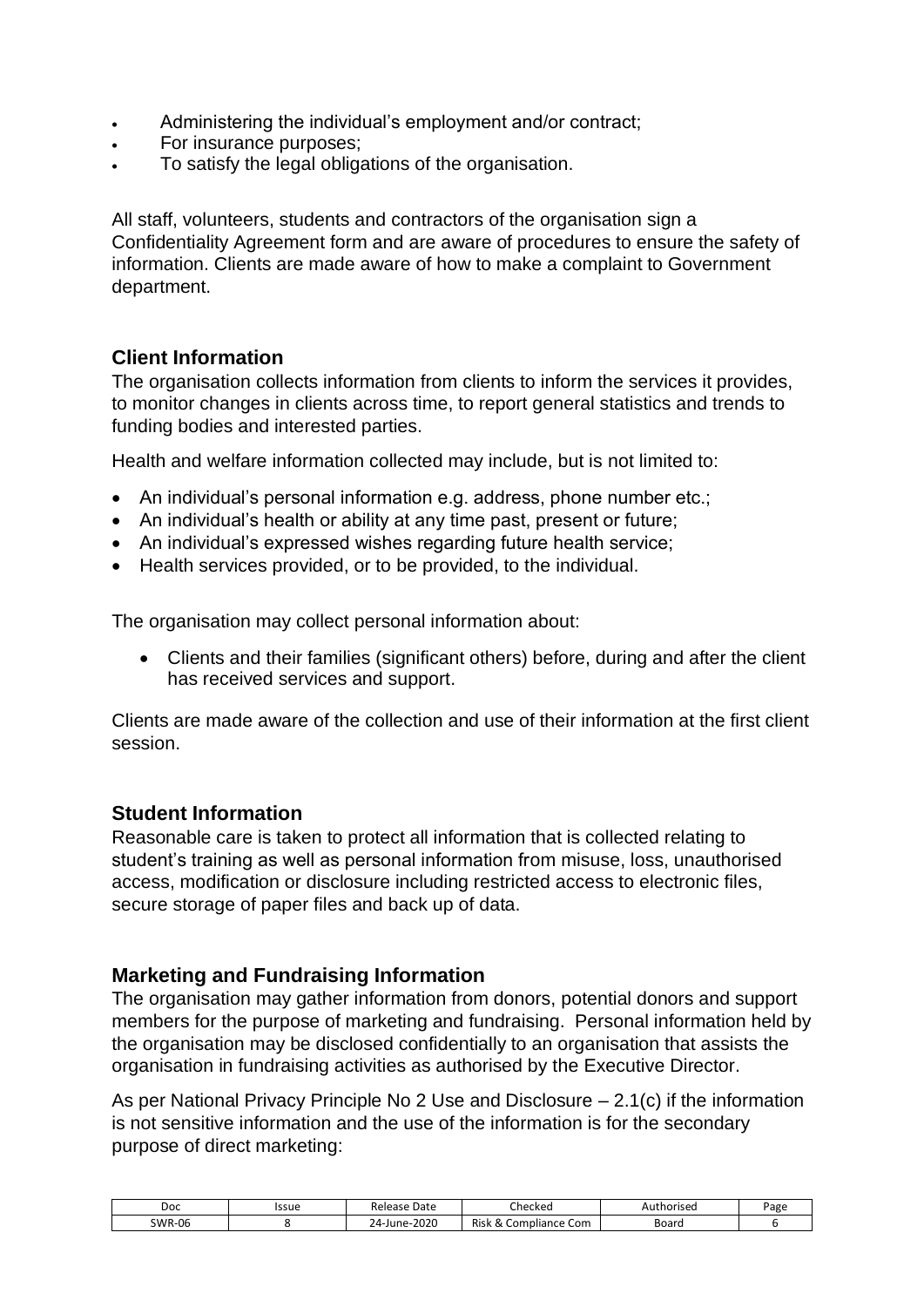- Administering the individual's employment and/or contract;
- For insurance purposes;
- To satisfy the legal obligations of the organisation.

All staff, volunteers, students and contractors of the organisation sign a Confidentiality Agreement form and are aware of procedures to ensure the safety of information. Clients are made aware of how to make a complaint to Government department.

## Client Information

The organisation collects information from clients to inform the services it provides, to monitor changes in clients across time, to report general statistics and trends to funding bodies and interested parties.

Health and welfare information collected may include, but is not limited to:

- An individual's personal information e.g. address, phone number etc.;
- An individual's health or ability at any time past, present or future;
- An individual's expressed wishes regarding future health service;
- Health services provided, or to be provided, to the individual.

The organisation may collect personal information about:

- Clients and their families (significant others) before, during and after the client has received services and support.

Clients are made aware of the collection and use of their information at the first client session.

## Student Information

Reasonable care is taken to protect all information that is collected relating to student's training as well as personal information from misuse, loss, unauthorised access, modification or disclosure including restricted access to electronic files, secure storage of paper files and back up of data.

## Marketing and Fundraising Information

The organisation may gather information from donors, potential donors and support members for the purpose of marketing and fundraising. Personal information held by the organisation may be disclosed confidentially to an organisation that assists the organisation in fundraising activities as authorised by the Executive Director.

As per National Privacy Principle No 2 Use and Disclosure – 2.1(c) if the information is not sensitive information and the use of the information is for the secondary purpose of direct marketing: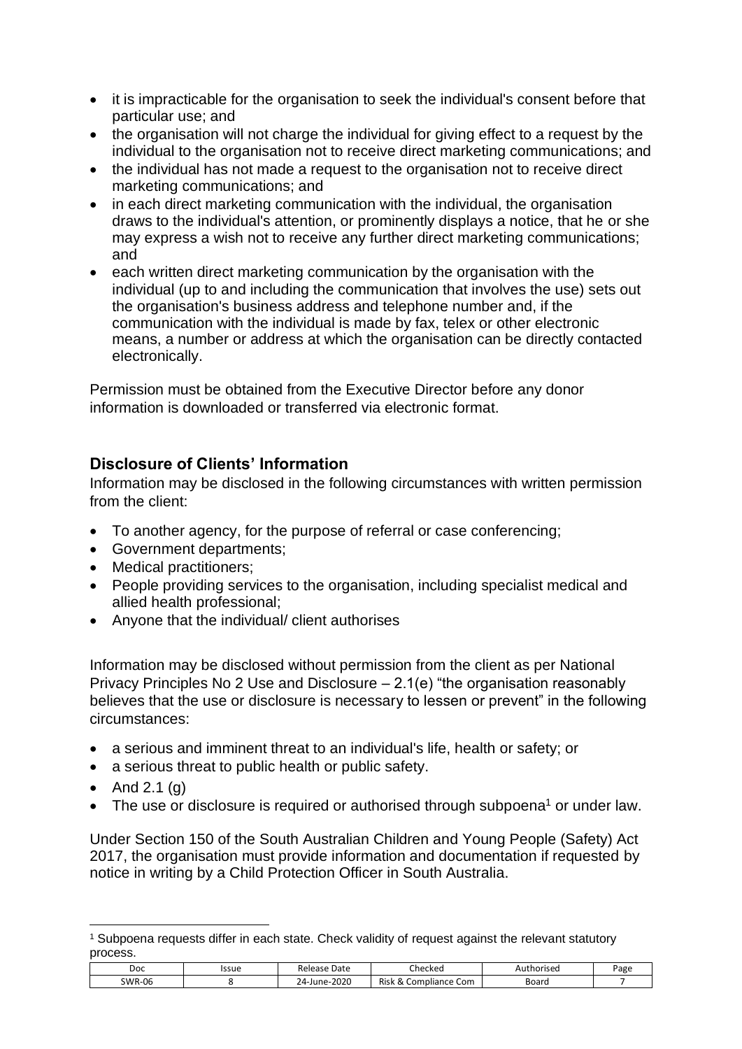- it is impracticable for the organisation to seek the individual's consent before that particular use; and
- the organisation will not charge the individual for giving effect to a request by the individual to the organisation not to receive direct marketing communications; and
- the individual has not made a request to the organisation not to receive direct marketing communications; and
- in each direct marketing communication with the individual, the organisation draws to the individual's attention, or prominently displays a notice, that he or she may express a wish not to receive any further direct marketing communications; and
- each written direct marketing communication by the organisation with the individual (up to and including the communication that involves the use) sets out the organisation's business address and telephone number and, if the communication with the individual is made by fax, telex or other electronic means, a number or address at which the organisation can be directly contacted electronically.

Permission must be obtained from the Executive Director before any donor information is downloaded or transferred via electronic format.

## Disclosure of Clients' Information

Information may be disclosed in the following circumstances with written permission from the client:

- To another agency, for the purpose of referral or case conferencing;
- Government departments;
- Medical practitioners;
- People providing services to the organisation, including specialist medical and allied health professional;
- Anyone that the individual/ client authorises

Information may be disclosed without permission from the client as per National Privacy Principles No 2 Use and Disclosure – 2.1(e) "the organisation reasonably believes that the use or disclosure is necessary to lessen or prevent" in the following circumstances:

- a serious and imminent threat to an individual's life, health or safety; or
- a serious threat to public health or public safety.
- And 2.1 (g)
- The use or disclosure is required or authorised through subpoena[1] or under law.

Under Section 150 of the South Australian Children and Young People (Safety) Act 2017, the organisation must provide information and documentation if requested by notice in writing by a Child Protection Officer in South Australia.

[1] Subpoena requests differ in each state. Check validity of request against the relevant statutory process.

| Doc | Issue | Release Date | Checked | Authorised | Page |
|---|---|---|---|---|---|
| SWR-06 | 8 | 24-June-2020 | Risk & Compliance Com | Board | 7 |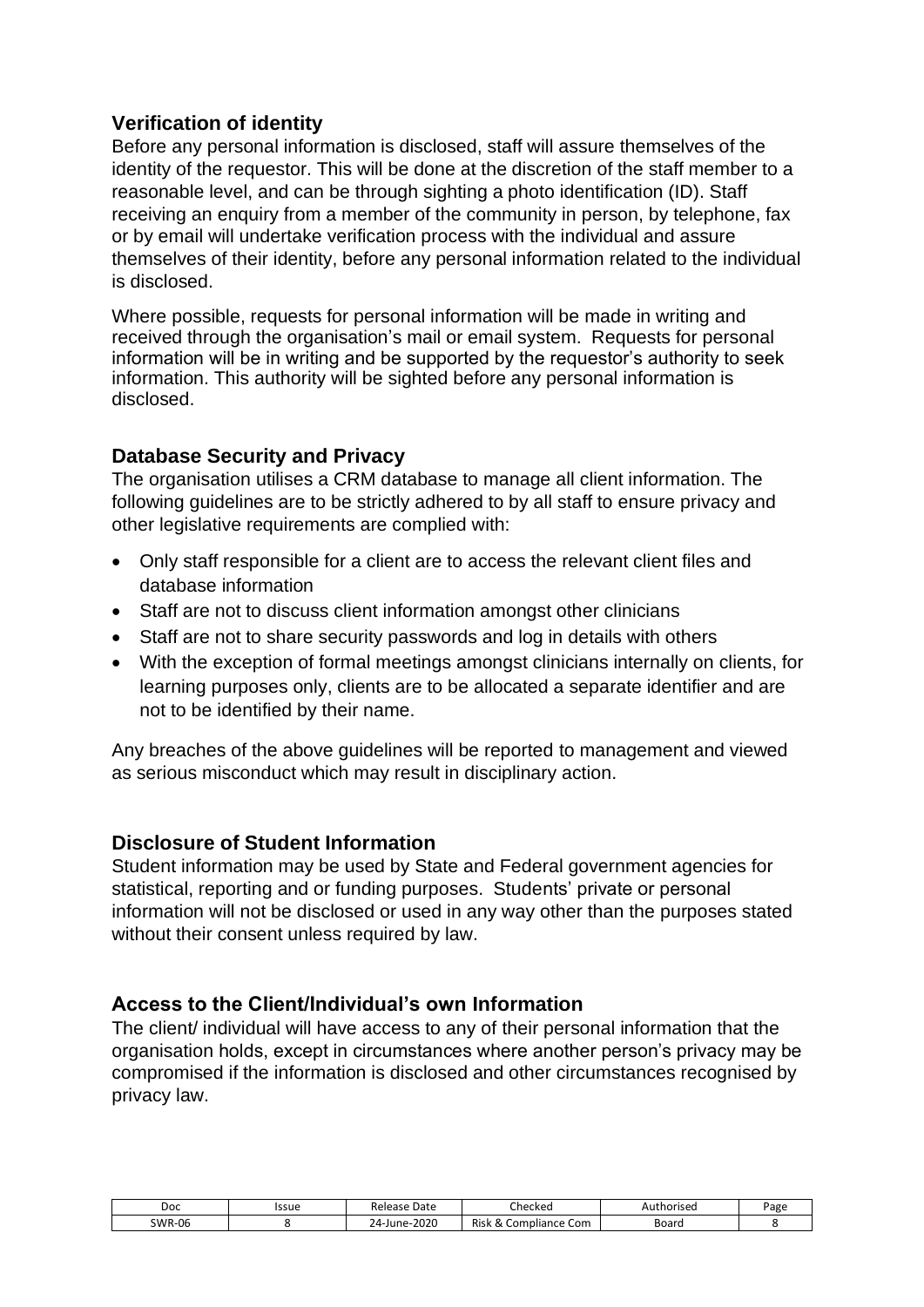## Verification of identity

Before any personal information is disclosed, staff will assure themselves of the identity of the requestor. This will be done at the discretion of the staff member to a reasonable level, and can be through sighting a photo identification (ID). Staff receiving an enquiry from a member of the community in person, by telephone, fax or by email will undertake verification process with the individual and assure themselves of their identity, before any personal information related to the individual is disclosed.

Where possible, requests for personal information will be made in writing and received through the organisation's mail or email system. Requests for personal information will be in writing and be supported by the requestor's authority to seek information. This authority will be sighted before any personal information is disclosed.

## Database Security and Privacy

The organisation utilises a CRM database to manage all client information. The following guidelines are to be strictly adhered to by all staff to ensure privacy and other legislative requirements are complied with:

- Only staff responsible for a client are to access the relevant client files and database information
- Staff are not to discuss client information amongst other clinicians
- Staff are not to share security passwords and log in details with others
- With the exception of formal meetings amongst clinicians internally on clients, for learning purposes only, clients are to be allocated a separate identifier and are not to be identified by their name.

Any breaches of the above guidelines will be reported to management and viewed as serious misconduct which may result in disciplinary action.

## Disclosure of Student Information

Student information may be used by State and Federal government agencies for statistical, reporting and or funding purposes. Students' private or personal information will not be disclosed or used in any way other than the purposes stated without their consent unless required by law.

## Access to the Client/Individual's own Information

The client/ individual will have access to any of their personal information that the organisation holds, except in circumstances where another person's privacy may be compromised if the information is disclosed and other circumstances recognised by privacy law.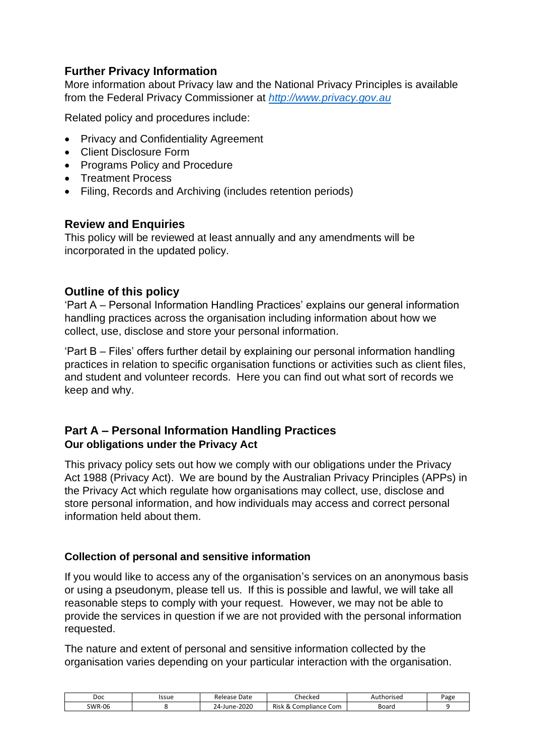## Further Privacy Information

More information about Privacy law and the National Privacy Principles is available from the Federal Privacy Commissioner at *http://www.privacy.gov.au*

Related policy and procedures include:

- Privacy and Confidentiality Agreement
- Client Disclosure Form
- Programs Policy and Procedure
- Treatment Process
- Filing, Records and Archiving (includes retention periods)

## Review and Enquiries

This policy will be reviewed at least annually and any amendments will be incorporated in the updated policy.

## Outline of this policy

'Part A – Personal Information Handling Practices' explains our general information handling practices across the organisation including information about how we collect, use, disclose and store your personal information.

'Part B – Files' offers further detail by explaining our personal information handling practices in relation to specific organisation functions or activities such as client files, and student and volunteer records. Here you can find out what sort of records we keep and why.

## Part A – Personal Information Handling Practices

### Our obligations under the Privacy Act

This privacy policy sets out how we comply with our obligations under the Privacy Act 1988 (Privacy Act). We are bound by the Australian Privacy Principles (APPs) in the Privacy Act which regulate how organisations may collect, use, disclose and store personal information, and how individuals may access and correct personal information held about them.

### Collection of personal and sensitive information

If you would like to access any of the organisation's services on an anonymous basis or using a pseudonym, please tell us. If this is possible and lawful, we will take all reasonable steps to comply with your request. However, we may not be able to provide the services in question if we are not provided with the personal information requested.

The nature and extent of personal and sensitive information collected by the organisation varies depending on your particular interaction with the organisation.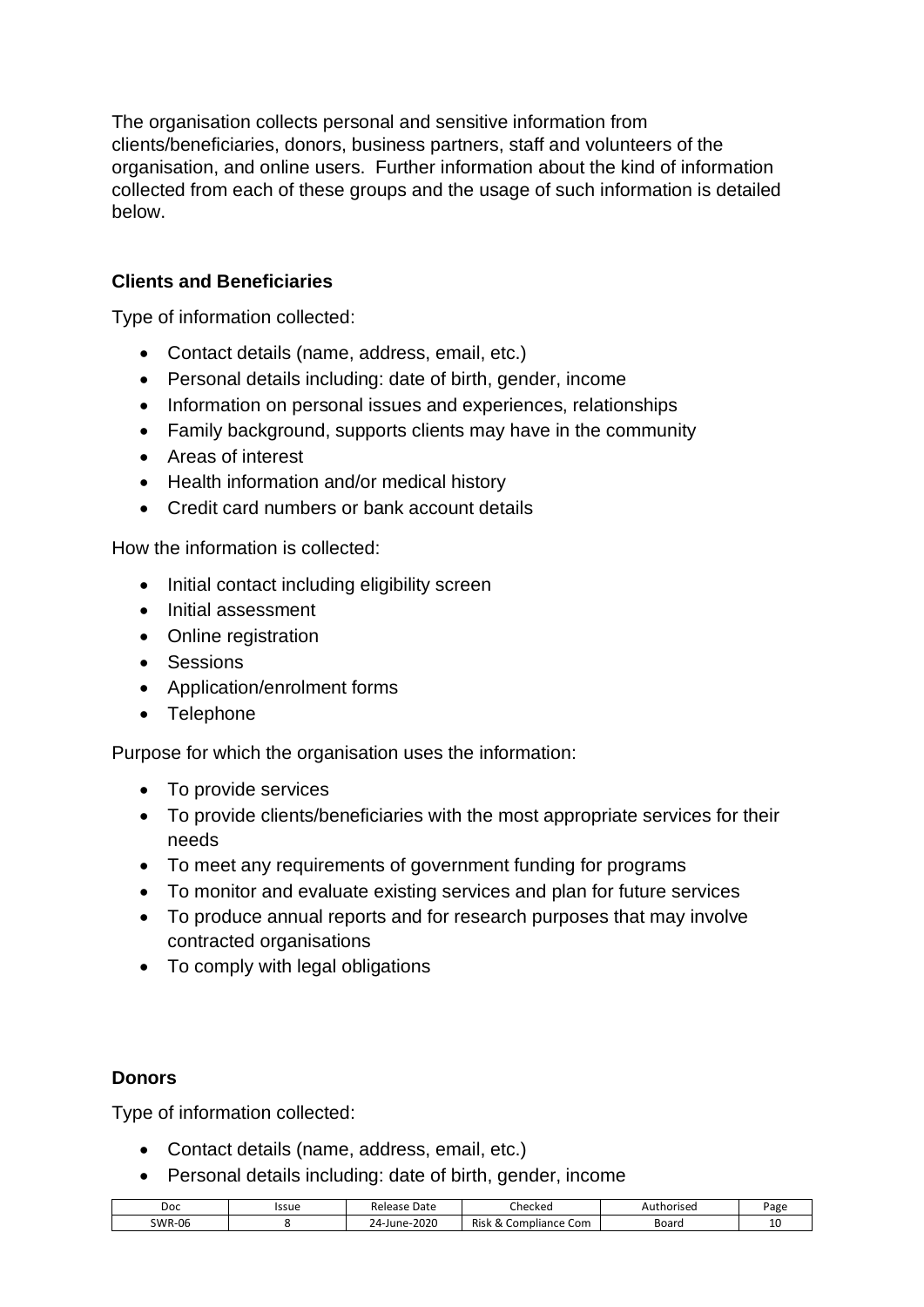The organisation collects personal and sensitive information from clients/beneficiaries, donors, business partners, staff and volunteers of the organisation, and online users. Further information about the kind of information collected from each of these groups and the usage of such information is detailed below.

**Clients and Beneficiaries**

Type of information collected:

- Contact details (name, address, email, etc.)
- Personal details including: date of birth, gender, income
- Information on personal issues and experiences, relationships
- Family background, supports clients may have in the community
- Areas of interest
- Health information and/or medical history
- Credit card numbers or bank account details

How the information is collected:

- Initial contact including eligibility screen
- Initial assessment
- Online registration
- Sessions
- Application/enrolment forms
- Telephone

Purpose for which the organisation uses the information:

- To provide services
- To provide clients/beneficiaries with the most appropriate services for their needs
- To meet any requirements of government funding for programs
- To monitor and evaluate existing services and plan for future services
- To produce annual reports and for research purposes that may involve contracted organisations
- To comply with legal obligations

**Donors**

Type of information collected:

- Contact details (name, address, email, etc.)
- Personal details including: date of birth, gender, income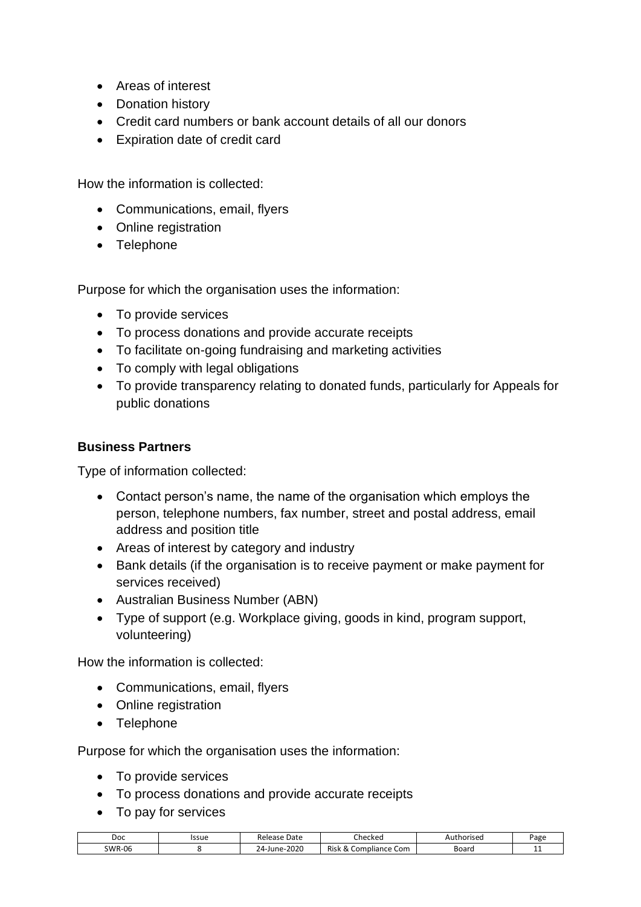- Areas of interest
- Donation history
- Credit card numbers or bank account details of all our donors
- Expiration date of credit card

How the information is collected:

- Communications, email, flyers
- Online registration
- Telephone

Purpose for which the organisation uses the information:

- To provide services
- To process donations and provide accurate receipts
- To facilitate on-going fundraising and marketing activities
- To comply with legal obligations
- To provide transparency relating to donated funds, particularly for Appeals for public donations

**Business Partners**

Type of information collected:

- Contact person's name, the name of the organisation which employs the person, telephone numbers, fax number, street and postal address, email address and position title
- Areas of interest by category and industry
- Bank details (if the organisation is to receive payment or make payment for services received)
- Australian Business Number (ABN)
- Type of support (e.g. Workplace giving, goods in kind, program support, volunteering)

How the information is collected:

- Communications, email, flyers
- Online registration
- Telephone

Purpose for which the organisation uses the information:

- To provide services
- To process donations and provide accurate receipts
- To pay for services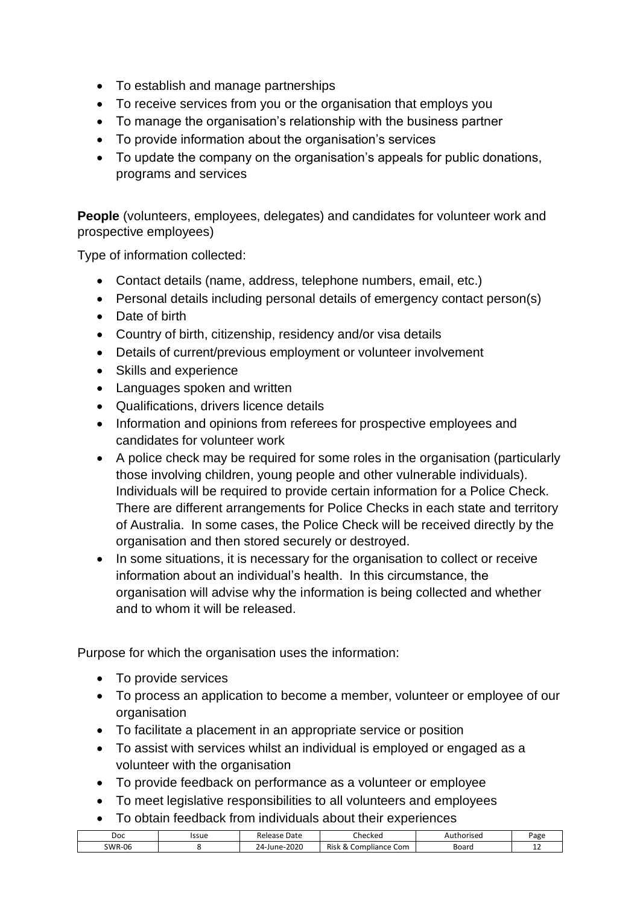- To establish and manage partnerships
- To receive services from you or the organisation that employs you
- To manage the organisation's relationship with the business partner
- To provide information about the organisation's services
- To update the company on the organisation's appeals for public donations, programs and services

**People** (volunteers, employees, delegates) and candidates for volunteer work and prospective employees)

Type of information collected:

- Contact details (name, address, telephone numbers, email, etc.)
- Personal details including personal details of emergency contact person(s)
- Date of birth
- Country of birth, citizenship, residency and/or visa details
- Details of current/previous employment or volunteer involvement
- Skills and experience
- Languages spoken and written
- Qualifications, drivers licence details
- Information and opinions from referees for prospective employees and candidates for volunteer work
- A police check may be required for some roles in the organisation (particularly those involving children, young people and other vulnerable individuals). Individuals will be required to provide certain information for a Police Check. There are different arrangements for Police Checks in each state and territory of Australia. In some cases, the Police Check will be received directly by the organisation and then stored securely or destroyed.
- In some situations, it is necessary for the organisation to collect or receive information about an individual's health. In this circumstance, the organisation will advise why the information is being collected and whether and to whom it will be released.

Purpose for which the organisation uses the information:

- To provide services
- To process an application to become a member, volunteer or employee of our organisation
- To facilitate a placement in an appropriate service or position
- To assist with services whilst an individual is employed or engaged as a volunteer with the organisation
- To provide feedback on performance as a volunteer or employee
- To meet legislative responsibilities to all volunteers and employees
- To obtain feedback from individuals about their experiences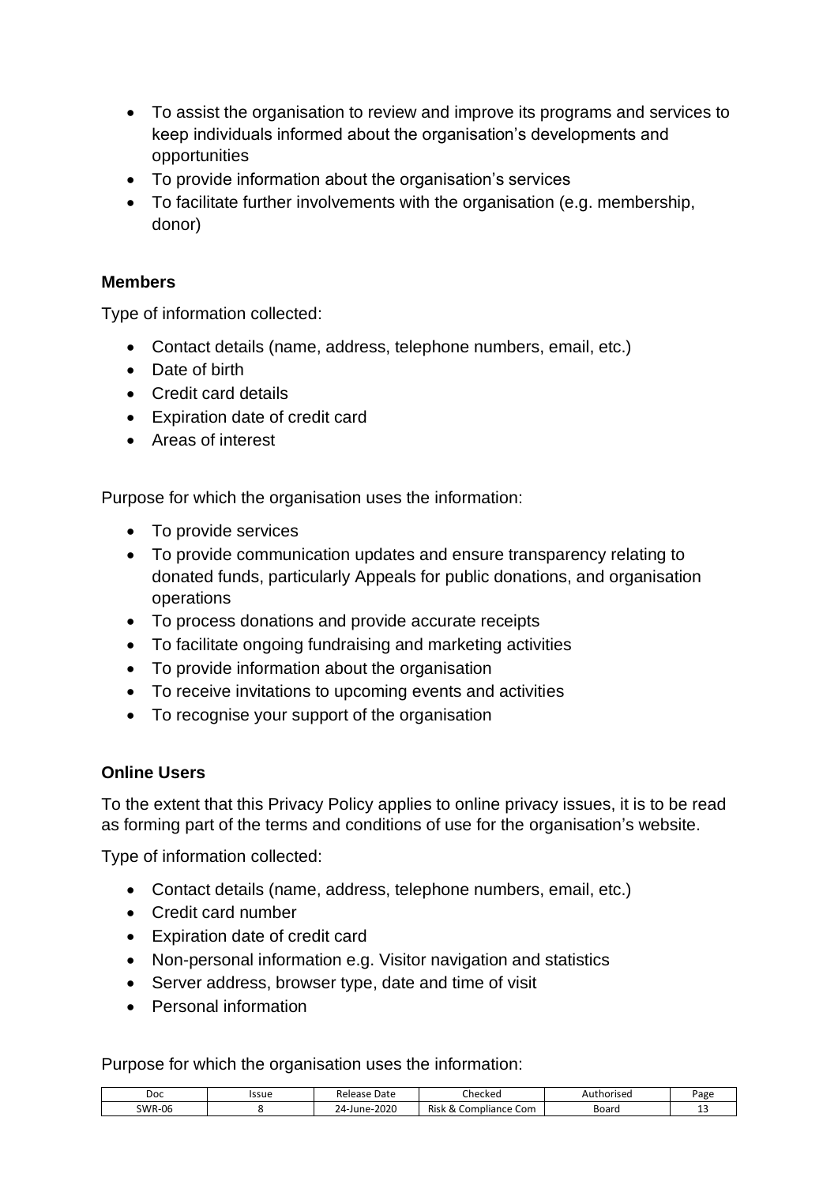- To assist the organisation to review and improve its programs and services to keep individuals informed about the organisation's developments and opportunities
- To provide information about the organisation's services
- To facilitate further involvements with the organisation (e.g. membership, donor)

### Members

Type of information collected:

- Contact details (name, address, telephone numbers, email, etc.)
- Date of birth
- Credit card details
- Expiration date of credit card
- Areas of interest

Purpose for which the organisation uses the information:

- To provide services
- To provide communication updates and ensure transparency relating to donated funds, particularly Appeals for public donations, and organisation operations
- To process donations and provide accurate receipts
- To facilitate ongoing fundraising and marketing activities
- To provide information about the organisation
- To receive invitations to upcoming events and activities
- To recognise your support of the organisation

### Online Users

To the extent that this Privacy Policy applies to online privacy issues, it is to be read as forming part of the terms and conditions of use for the organisation's website.

Type of information collected:

- Contact details (name, address, telephone numbers, email, etc.)
- Credit card number
- Expiration date of credit card
- Non-personal information e.g. Visitor navigation and statistics
- Server address, browser type, date and time of visit
- Personal information

Purpose for which the organisation uses the information: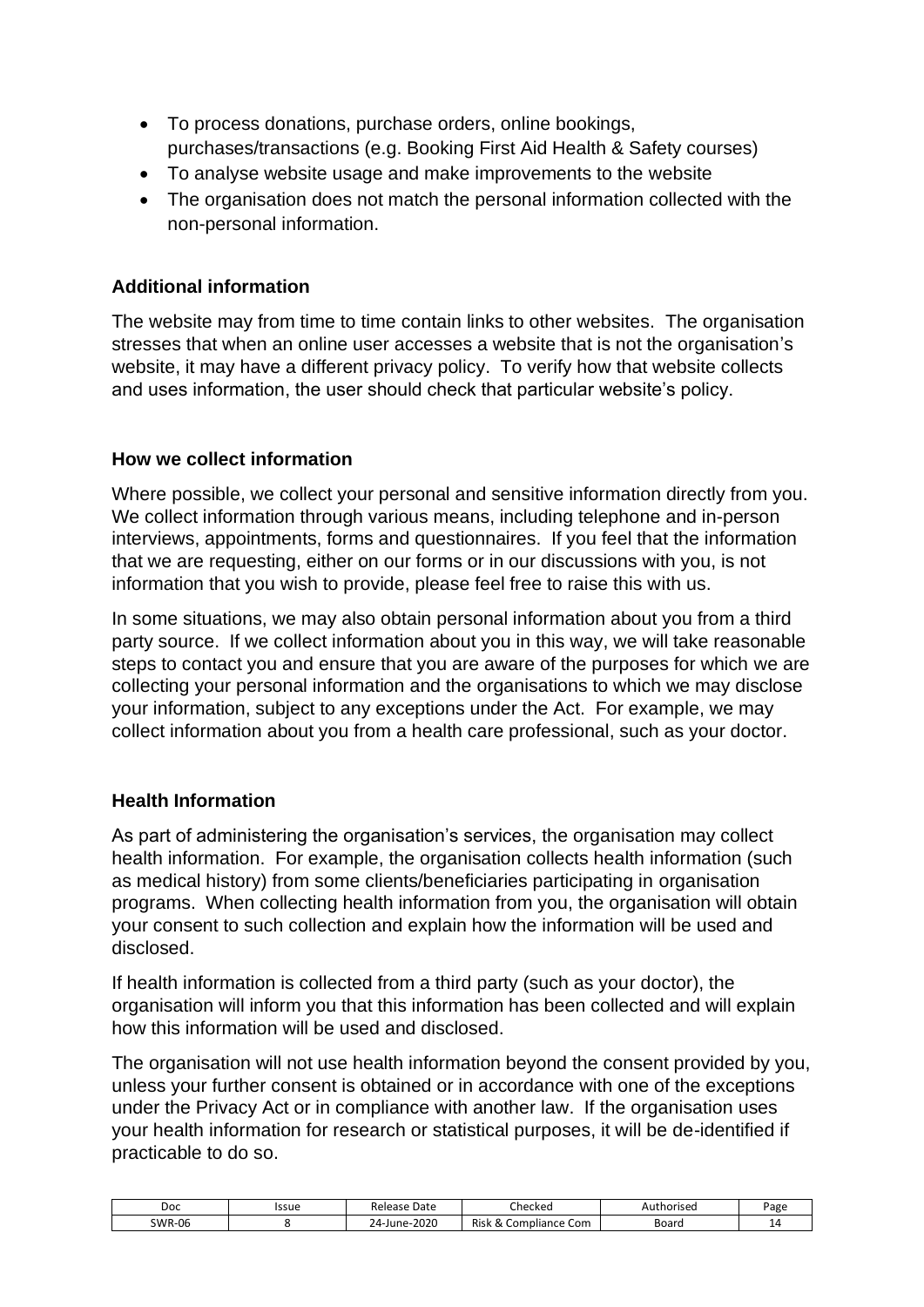- To process donations, purchase orders, online bookings, purchases/transactions (e.g. Booking First Aid Health & Safety courses)
- To analyse website usage and make improvements to the website
- The organisation does not match the personal information collected with the non-personal information.

**Additional information**

The website may from time to time contain links to other websites. The organisation stresses that when an online user accesses a website that is not the organisation's website, it may have a different privacy policy. To verify how that website collects and uses information, the user should check that particular website's policy.

**How we collect information**

Where possible, we collect your personal and sensitive information directly from you. We collect information through various means, including telephone and in-person interviews, appointments, forms and questionnaires. If you feel that the information that we are requesting, either on our forms or in our discussions with you, is not information that you wish to provide, please feel free to raise this with us.

In some situations, we may also obtain personal information about you from a third party source. If we collect information about you in this way, we will take reasonable steps to contact you and ensure that you are aware of the purposes for which we are collecting your personal information and the organisations to which we may disclose your information, subject to any exceptions under the Act. For example, we may collect information about you from a health care professional, such as your doctor.

**Health Information**

As part of administering the organisation's services, the organisation may collect health information. For example, the organisation collects health information (such as medical history) from some clients/beneficiaries participating in organisation programs. When collecting health information from you, the organisation will obtain your consent to such collection and explain how the information will be used and disclosed.

If health information is collected from a third party (such as your doctor), the organisation will inform you that this information has been collected and will explain how this information will be used and disclosed.

The organisation will not use health information beyond the consent provided by you, unless your further consent is obtained or in accordance with one of the exceptions under the Privacy Act or in compliance with another law. If the organisation uses your health information for research or statistical purposes, it will be de-identified if practicable to do so.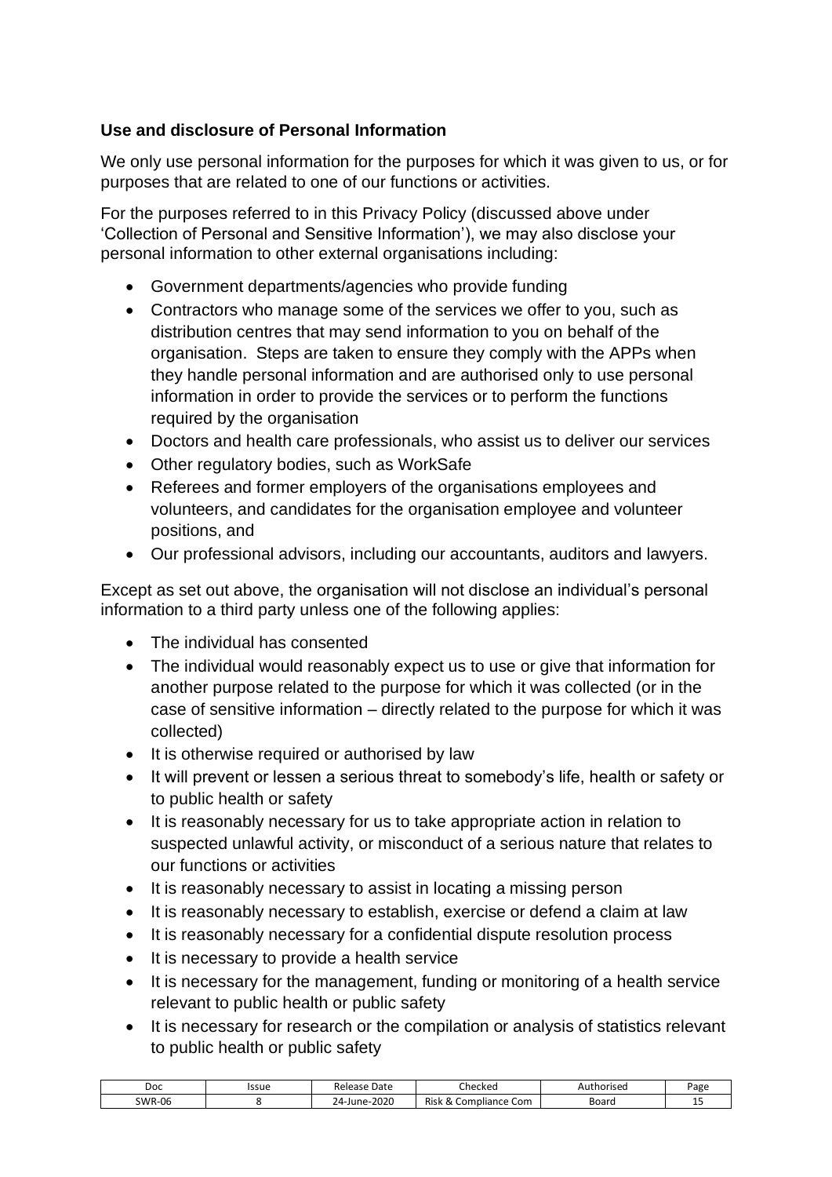### Use and disclosure of Personal Information

We only use personal information for the purposes for which it was given to us, or for purposes that are related to one of our functions or activities.

For the purposes referred to in this Privacy Policy (discussed above under 'Collection of Personal and Sensitive Information'), we may also disclose your personal information to other external organisations including:

- Government departments/agencies who provide funding
- Contractors who manage some of the services we offer to you, such as distribution centres that may send information to you on behalf of the organisation. Steps are taken to ensure they comply with the APPs when they handle personal information and are authorised only to use personal information in order to provide the services or to perform the functions required by the organisation
- Doctors and health care professionals, who assist us to deliver our services
- Other regulatory bodies, such as WorkSafe
- Referees and former employers of the organisations employees and volunteers, and candidates for the organisation employee and volunteer positions, and
- Our professional advisors, including our accountants, auditors and lawyers.

Except as set out above, the organisation will not disclose an individual's personal information to a third party unless one of the following applies:

- The individual has consented
- The individual would reasonably expect us to use or give that information for another purpose related to the purpose for which it was collected (or in the case of sensitive information – directly related to the purpose for which it was collected)
- It is otherwise required or authorised by law
- It will prevent or lessen a serious threat to somebody's life, health or safety or to public health or safety
- It is reasonably necessary for us to take appropriate action in relation to suspected unlawful activity, or misconduct of a serious nature that relates to our functions or activities
- It is reasonably necessary to assist in locating a missing person
- It is reasonably necessary to establish, exercise or defend a claim at law
- It is reasonably necessary for a confidential dispute resolution process
- It is necessary to provide a health service
- It is necessary for the management, funding or monitoring of a health service relevant to public health or public safety
- It is necessary for research or the compilation or analysis of statistics relevant to public health or public safety

| Doc | Issue | Release Date | Checked | Authorised | Page |
| --- | --- | --- | --- | --- | --- |
| SWR-06 | 8 | 24-June-2020 | Risk & Compliance Com | Board | 15 |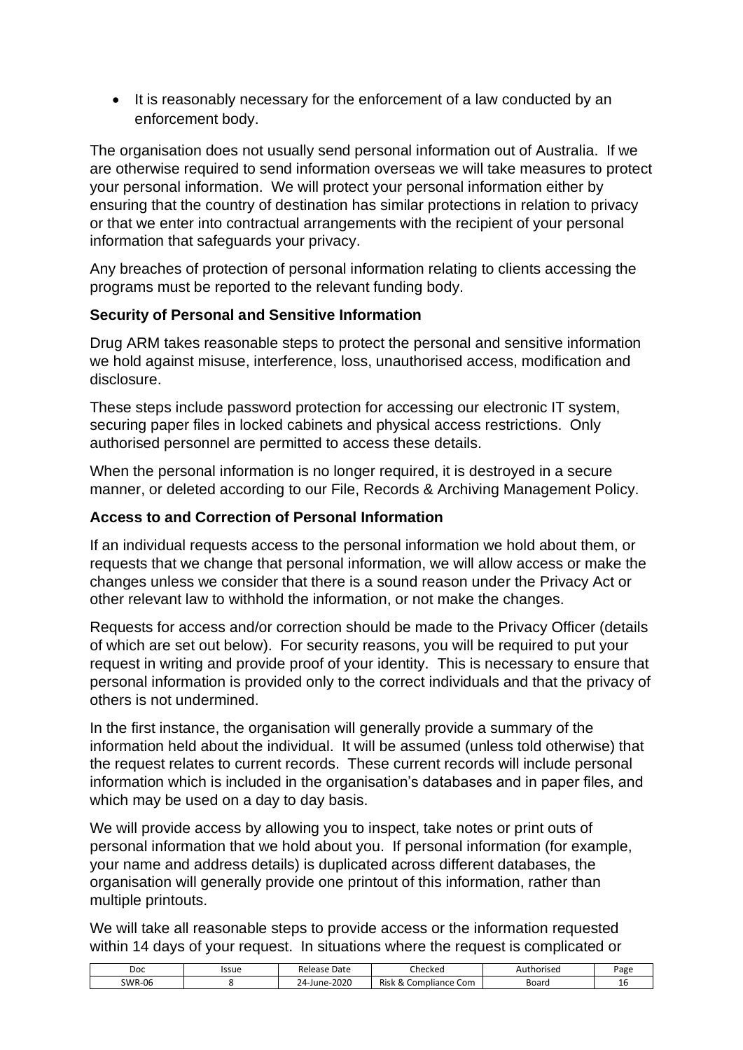- It is reasonably necessary for the enforcement of a law conducted by an enforcement body.

The organisation does not usually send personal information out of Australia. If we are otherwise required to send information overseas we will take measures to protect your personal information. We will protect your personal information either by ensuring that the country of destination has similar protections in relation to privacy or that we enter into contractual arrangements with the recipient of your personal information that safeguards your privacy.

Any breaches of protection of personal information relating to clients accessing the programs must be reported to the relevant funding body.

### Security of Personal and Sensitive Information

Drug ARM takes reasonable steps to protect the personal and sensitive information we hold against misuse, interference, loss, unauthorised access, modification and disclosure.

These steps include password protection for accessing our electronic IT system, securing paper files in locked cabinets and physical access restrictions. Only authorised personnel are permitted to access these details.

When the personal information is no longer required, it is destroyed in a secure manner, or deleted according to our File, Records & Archiving Management Policy.

### Access to and Correction of Personal Information

If an individual requests access to the personal information we hold about them, or requests that we change that personal information, we will allow access or make the changes unless we consider that there is a sound reason under the Privacy Act or other relevant law to withhold the information, or not make the changes.

Requests for access and/or correction should be made to the Privacy Officer (details of which are set out below). For security reasons, you will be required to put your request in writing and provide proof of your identity. This is necessary to ensure that personal information is provided only to the correct individuals and that the privacy of others is not undermined.

In the first instance, the organisation will generally provide a summary of the information held about the individual. It will be assumed (unless told otherwise) that the request relates to current records. These current records will include personal information which is included in the organisation's databases and in paper files, and which may be used on a day to day basis.

We will provide access by allowing you to inspect, take notes or print outs of personal information that we hold about you. If personal information (for example, your name and address details) is duplicated across different databases, the organisation will generally provide one printout of this information, rather than multiple printouts.

We will take all reasonable steps to provide access or the information requested within 14 days of your request. In situations where the request is complicated or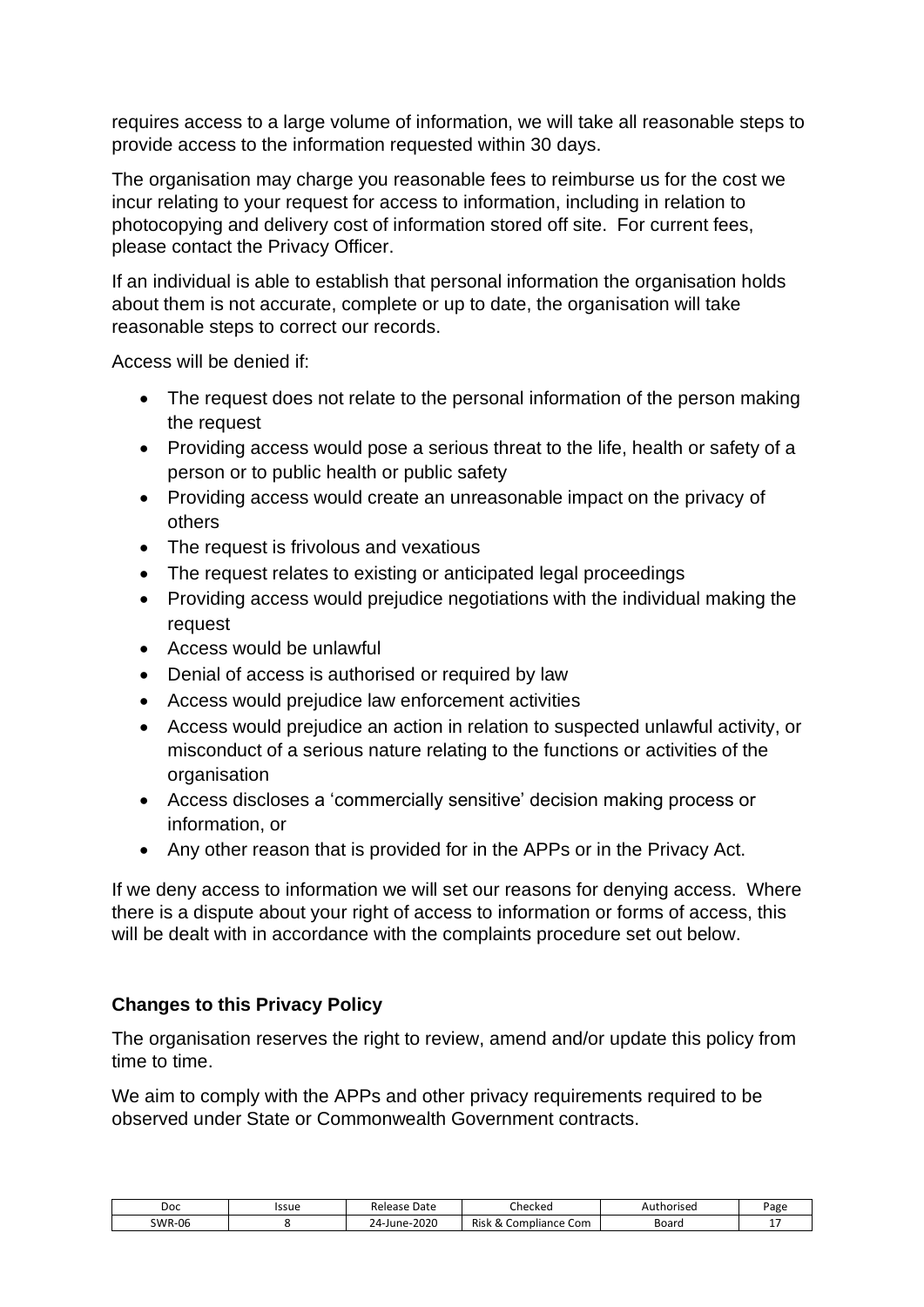requires access to a large volume of information, we will take all reasonable steps to provide access to the information requested within 30 days.

The organisation may charge you reasonable fees to reimburse us for the cost we incur relating to your request for access to information, including in relation to photocopying and delivery cost of information stored off site. For current fees, please contact the Privacy Officer.

If an individual is able to establish that personal information the organisation holds about them is not accurate, complete or up to date, the organisation will take reasonable steps to correct our records.

Access will be denied if:

- The request does not relate to the personal information of the person making the request
- Providing access would pose a serious threat to the life, health or safety of a person or to public health or public safety
- Providing access would create an unreasonable impact on the privacy of others
- The request is frivolous and vexatious
- The request relates to existing or anticipated legal proceedings
- Providing access would prejudice negotiations with the individual making the request
- Access would be unlawful
- Denial of access is authorised or required by law
- Access would prejudice law enforcement activities
- Access would prejudice an action in relation to suspected unlawful activity, or misconduct of a serious nature relating to the functions or activities of the organisation
- Access discloses a 'commercially sensitive' decision making process or information, or
- Any other reason that is provided for in the APPs or in the Privacy Act.

If we deny access to information we will set our reasons for denying access. Where there is a dispute about your right of access to information or forms of access, this will be dealt with in accordance with the complaints procedure set out below.

**Changes to this Privacy Policy**

The organisation reserves the right to review, amend and/or update this policy from time to time.

We aim to comply with the APPs and other privacy requirements required to be observed under State or Commonwealth Government contracts.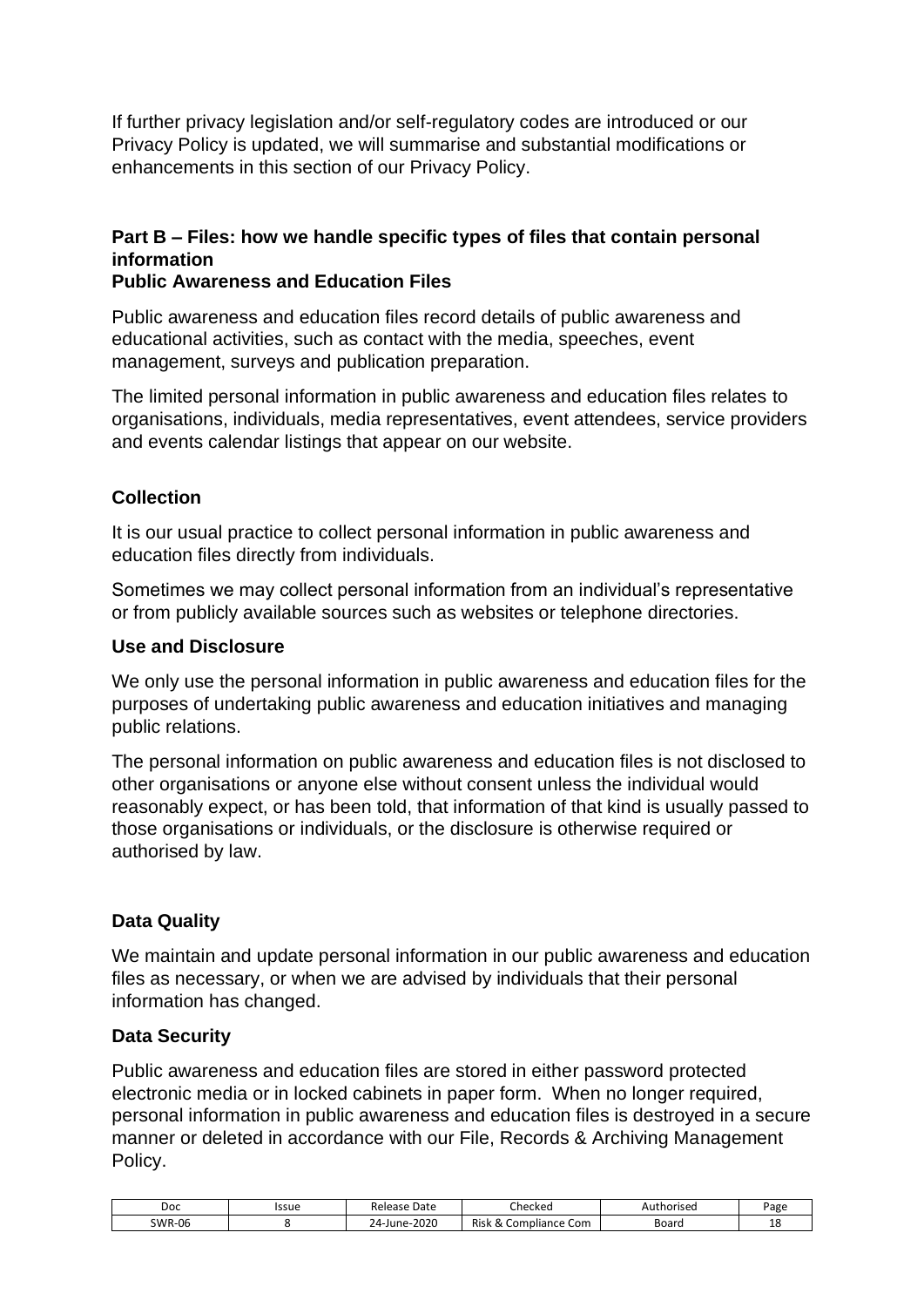If further privacy legislation and/or self-regulatory codes are introduced or our Privacy Policy is updated, we will summarise and substantial modifications or enhancements in this section of our Privacy Policy.

## Part B – Files: how we handle specific types of files that contain personal information

### Public Awareness and Education Files

Public awareness and education files record details of public awareness and educational activities, such as contact with the media, speeches, event management, surveys and publication preparation.

The limited personal information in public awareness and education files relates to organisations, individuals, media representatives, event attendees, service providers and events calendar listings that appear on our website.

### Collection

It is our usual practice to collect personal information in public awareness and education files directly from individuals.

Sometimes we may collect personal information from an individual's representative or from publicly available sources such as websites or telephone directories.

### Use and Disclosure

We only use the personal information in public awareness and education files for the purposes of undertaking public awareness and education initiatives and managing public relations.

The personal information on public awareness and education files is not disclosed to other organisations or anyone else without consent unless the individual would reasonably expect, or has been told, that information of that kind is usually passed to those organisations or individuals, or the disclosure is otherwise required or authorised by law.

### Data Quality

We maintain and update personal information in our public awareness and education files as necessary, or when we are advised by individuals that their personal information has changed.

### Data Security

Public awareness and education files are stored in either password protected electronic media or in locked cabinets in paper form. When no longer required, personal information in public awareness and education files is destroyed in a secure manner or deleted in accordance with our File, Records & Archiving Management Policy.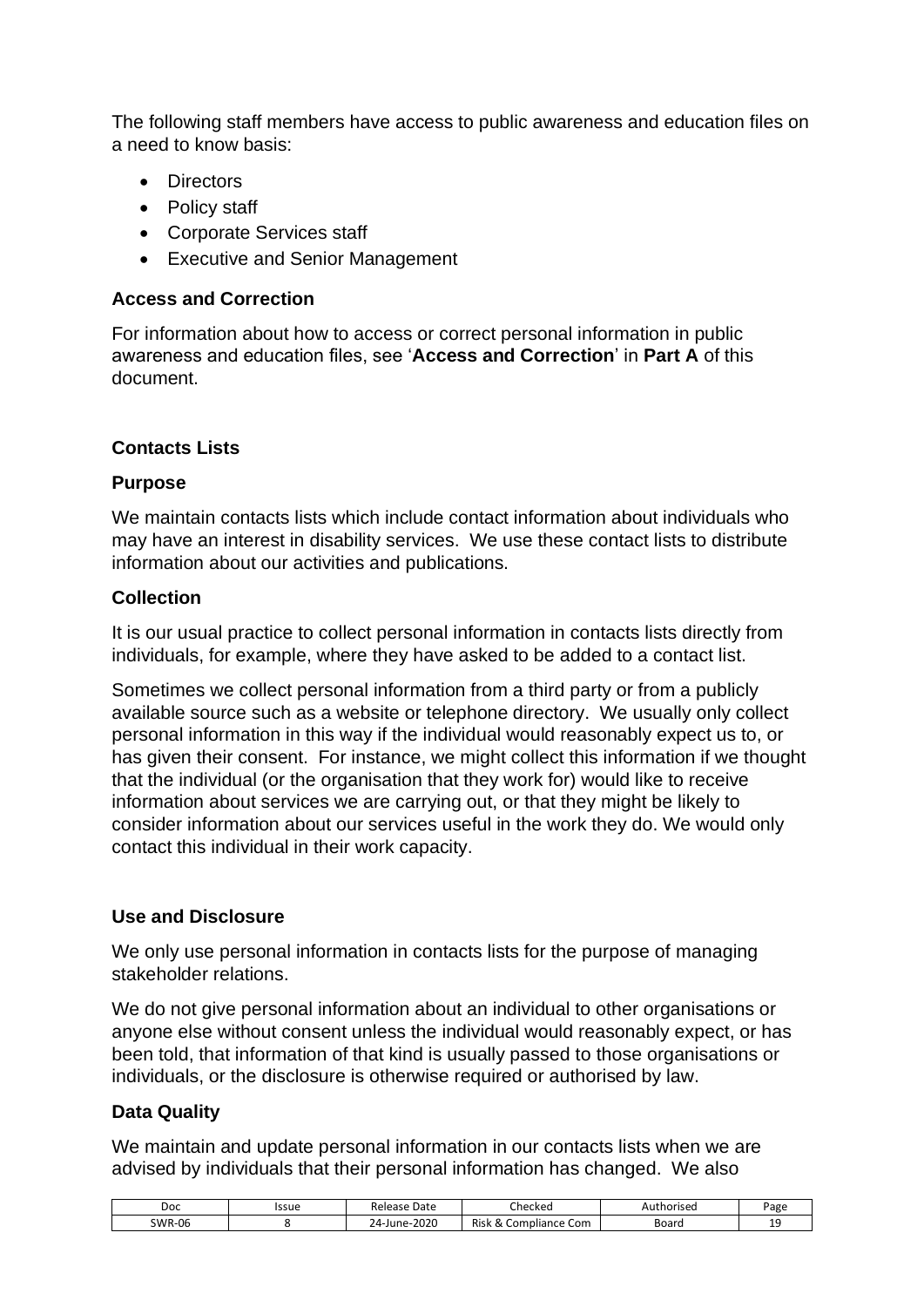The following staff members have access to public awareness and education files on a need to know basis:

- Directors
- Policy staff
- Corporate Services staff
- Executive and Senior Management

**Access and Correction**

For information about how to access or correct personal information in public awareness and education files, see '**Access and Correction**' in **Part A** of this document.

**Contacts Lists**

**Purpose**

We maintain contacts lists which include contact information about individuals who may have an interest in disability services. We use these contact lists to distribute information about our activities and publications.

**Collection**

It is our usual practice to collect personal information in contacts lists directly from individuals, for example, where they have asked to be added to a contact list.

Sometimes we collect personal information from a third party or from a publicly available source such as a website or telephone directory. We usually only collect personal information in this way if the individual would reasonably expect us to, or has given their consent. For instance, we might collect this information if we thought that the individual (or the organisation that they work for) would like to receive information about services we are carrying out, or that they might be likely to consider information about our services useful in the work they do. We would only contact this individual in their work capacity.

**Use and Disclosure**

We only use personal information in contacts lists for the purpose of managing stakeholder relations.

We do not give personal information about an individual to other organisations or anyone else without consent unless the individual would reasonably expect, or has been told, that information of that kind is usually passed to those organisations or individuals, or the disclosure is otherwise required or authorised by law.

**Data Quality**

We maintain and update personal information in our contacts lists when we are advised by individuals that their personal information has changed. We also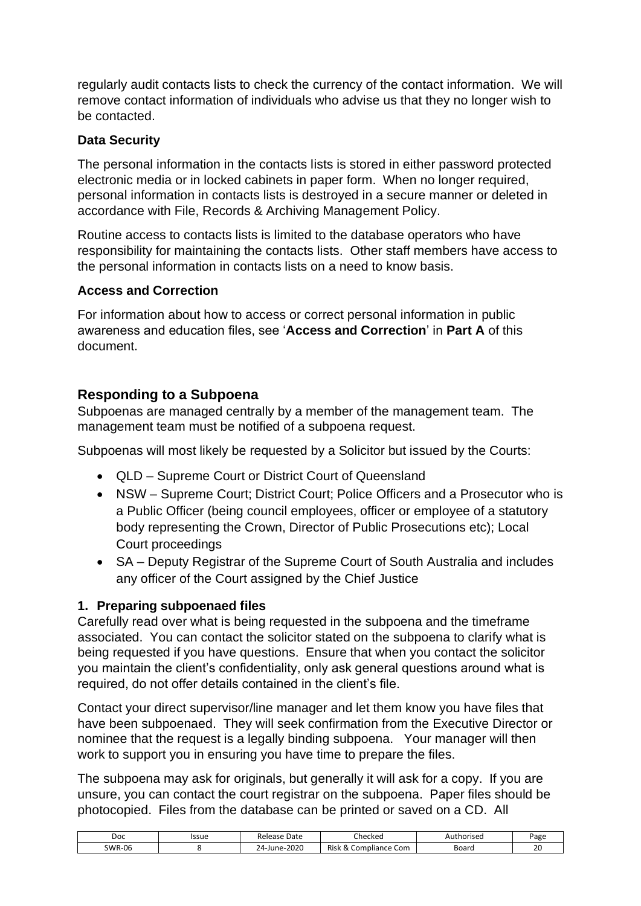regularly audit contacts lists to check the currency of the contact information. We will remove contact information of individuals who advise us that they no longer wish to be contacted.

**Data Security**

The personal information in the contacts lists is stored in either password protected electronic media or in locked cabinets in paper form. When no longer required, personal information in contacts lists is destroyed in a secure manner or deleted in accordance with File, Records & Archiving Management Policy.

Routine access to contacts lists is limited to the database operators who have responsibility for maintaining the contacts lists. Other staff members have access to the personal information in contacts lists on a need to know basis.

**Access and Correction**

For information about how to access or correct personal information in public awareness and education files, see '**Access and Correction**' in **Part A** of this document.

## Responding to a Subpoena

Subpoenas are managed centrally by a member of the management team. The management team must be notified of a subpoena request.

Subpoenas will most likely be requested by a Solicitor but issued by the Courts:

- QLD – Supreme Court or District Court of Queensland
- NSW – Supreme Court; District Court; Police Officers and a Prosecutor who is a Public Officer (being council employees, officer or employee of a statutory body representing the Crown, Director of Public Prosecutions etc); Local Court proceedings
- SA – Deputy Registrar of the Supreme Court of South Australia and includes any officer of the Court assigned by the Chief Justice

### 1. Preparing subpoenaed files

Carefully read over what is being requested in the subpoena and the timeframe associated. You can contact the solicitor stated on the subpoena to clarify what is being requested if you have questions. Ensure that when you contact the solicitor you maintain the client's confidentiality, only ask general questions around what is required, do not offer details contained in the client's file.

Contact your direct supervisor/line manager and let them know you have files that have been subpoenaed. They will seek confirmation from the Executive Director or nominee that the request is a legally binding subpoena. Your manager will then work to support you in ensuring you have time to prepare the files.

The subpoena may ask for originals, but generally it will ask for a copy. If you are unsure, you can contact the court registrar on the subpoena. Paper files should be photocopied. Files from the database can be printed or saved on a CD. All

| Doc | Issue | Release Date | Checked | Authorised | Page |
|---|---|---|---|---|---|
| SWR-06 | 8 | 24-June-2020 | Risk & Compliance Com | Board | 20 |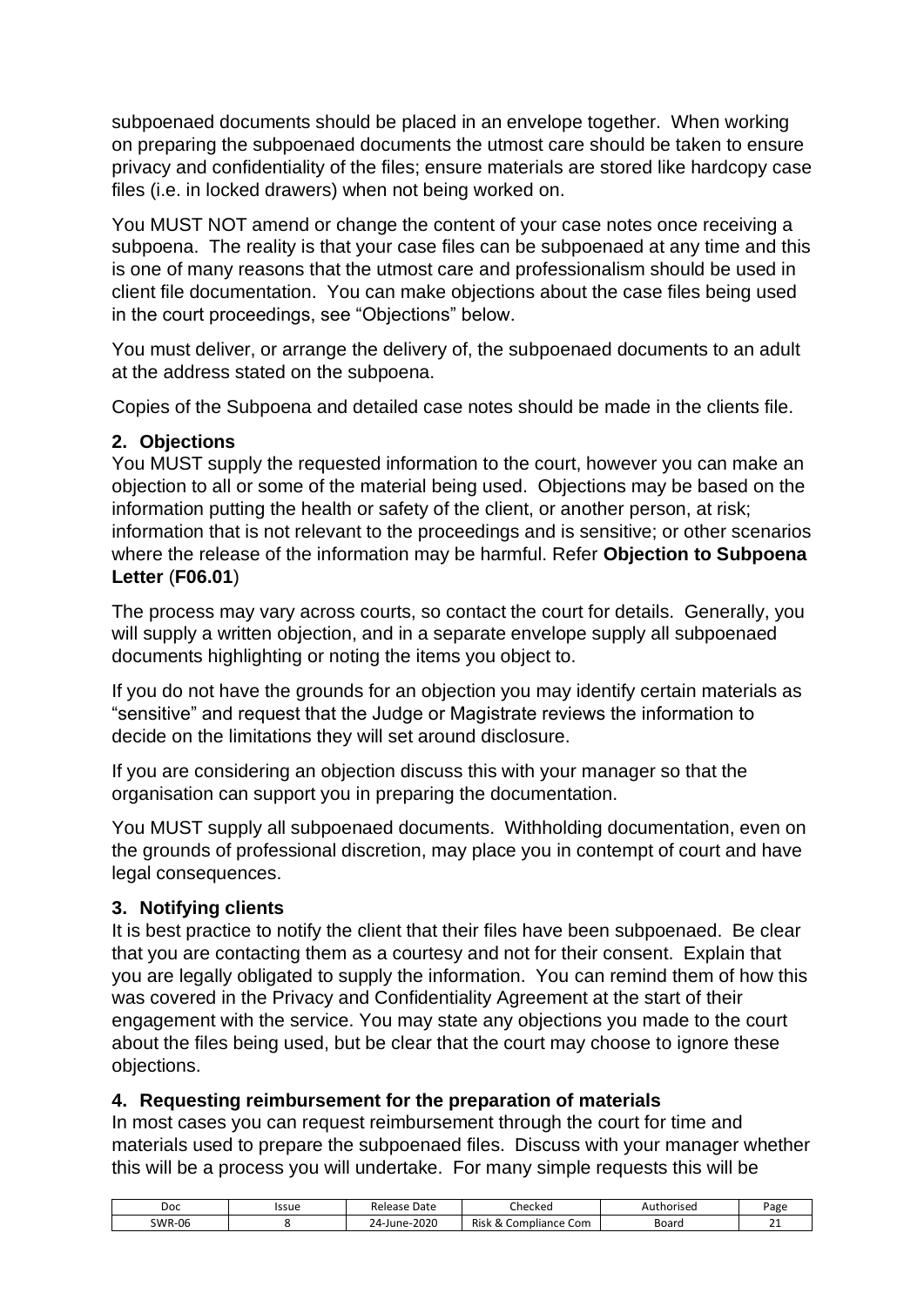subpoenaed documents should be placed in an envelope together. When working on preparing the subpoenaed documents the utmost care should be taken to ensure privacy and confidentiality of the files; ensure materials are stored like hardcopy case files (i.e. in locked drawers) when not being worked on.

You MUST NOT amend or change the content of your case notes once receiving a subpoena. The reality is that your case files can be subpoenaed at any time and this is one of many reasons that the utmost care and professionalism should be used in client file documentation. You can make objections about the case files being used in the court proceedings, see "Objections" below.

You must deliver, or arrange the delivery of, the subpoenaed documents to an adult at the address stated on the subpoena.

Copies of the Subpoena and detailed case notes should be made in the clients file.

### 2. Objections

You MUST supply the requested information to the court, however you can make an objection to all or some of the material being used. Objections may be based on the information putting the health or safety of the client, or another person, at risk; information that is not relevant to the proceedings and is sensitive; or other scenarios where the release of the information may be harmful. Refer **Objection to Subpoena Letter** (**F06.01**)

The process may vary across courts, so contact the court for details. Generally, you will supply a written objection, and in a separate envelope supply all subpoenaed documents highlighting or noting the items you object to.

If you do not have the grounds for an objection you may identify certain materials as "sensitive" and request that the Judge or Magistrate reviews the information to decide on the limitations they will set around disclosure.

If you are considering an objection discuss this with your manager so that the organisation can support you in preparing the documentation.

You MUST supply all subpoenaed documents. Withholding documentation, even on the grounds of professional discretion, may place you in contempt of court and have legal consequences.

### 3. Notifying clients

It is best practice to notify the client that their files have been subpoenaed. Be clear that you are contacting them as a courtesy and not for their consent. Explain that you are legally obligated to supply the information. You can remind them of how this was covered in the Privacy and Confidentiality Agreement at the start of their engagement with the service. You may state any objections you made to the court about the files being used, but be clear that the court may choose to ignore these objections.

### 4. Requesting reimbursement for the preparation of materials

In most cases you can request reimbursement through the court for time and materials used to prepare the subpoenaed files. Discuss with your manager whether this will be a process you will undertake. For many simple requests this will be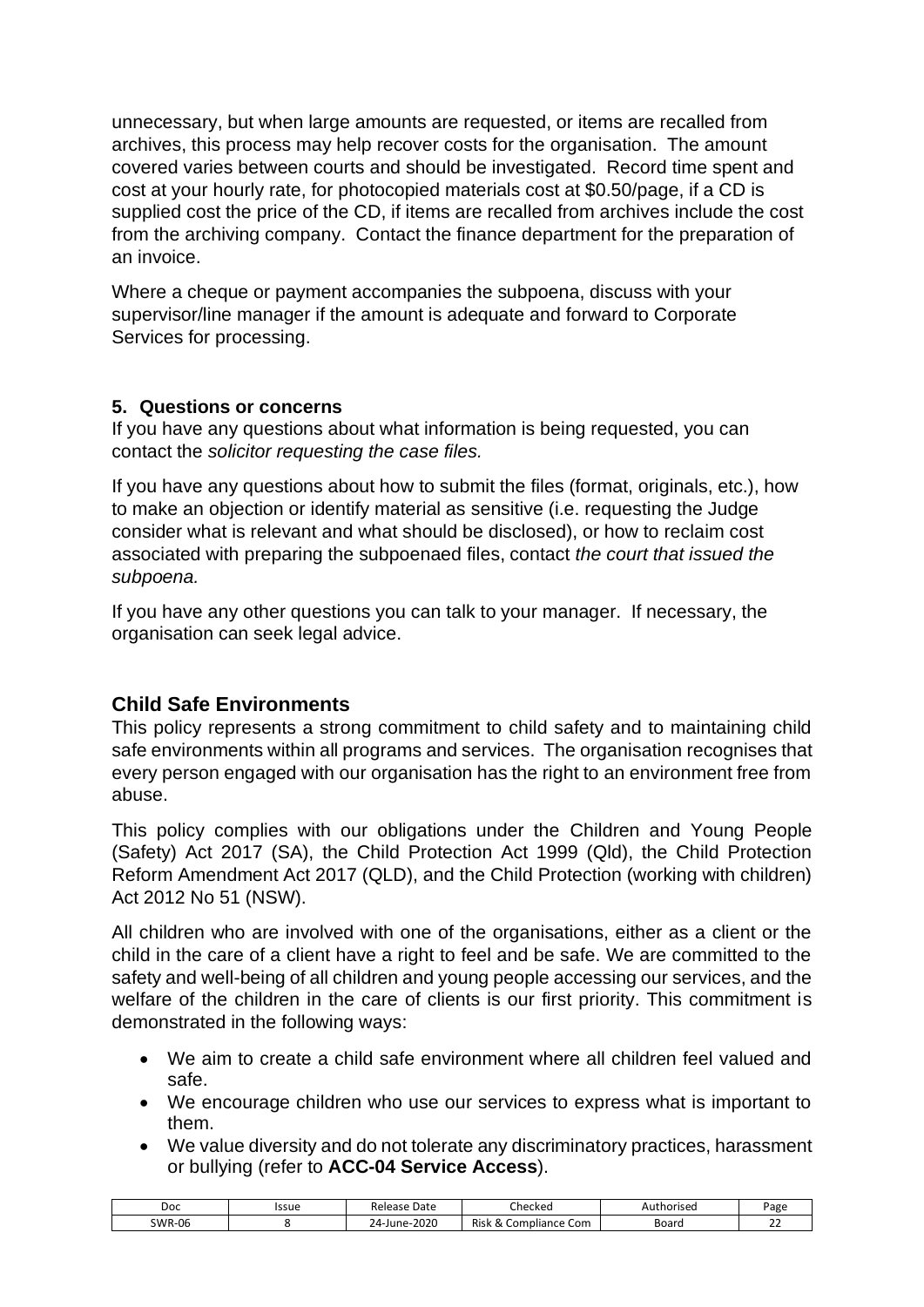unnecessary, but when large amounts are requested, or items are recalled from archives, this process may help recover costs for the organisation. The amount covered varies between courts and should be investigated. Record time spent and cost at your hourly rate, for photocopied materials cost at $0.50/page, if a CD is supplied cost the price of the CD, if items are recalled from archives include the cost from the archiving company. Contact the finance department for the preparation of an invoice.

Where a cheque or payment accompanies the subpoena, discuss with your supervisor/line manager if the amount is adequate and forward to Corporate Services for processing.

**5. Questions or concerns**

If you have any questions about what information is being requested, you can contact the *solicitor requesting the case files.*

If you have any questions about how to submit the files (format, originals, etc.), how to make an objection or identify material as sensitive (i.e. requesting the Judge consider what is relevant and what should be disclosed), or how to reclaim cost associated with preparing the subpoenaed files, contact *the court that issued the subpoena.*

If you have any other questions you can talk to your manager. If necessary, the organisation can seek legal advice.

## Child Safe Environments

This policy represents a strong commitment to child safety and to maintaining child safe environments within all programs and services. The organisation recognises that every person engaged with our organisation has the right to an environment free from abuse.

This policy complies with our obligations under the Children and Young People (Safety) Act 2017 (SA), the Child Protection Act 1999 (Qld), the Child Protection Reform Amendment Act 2017 (QLD), and the Child Protection (working with children) Act 2012 No 51 (NSW).

All children who are involved with one of the organisations, either as a client or the child in the care of a client have a right to feel and be safe. We are committed to the safety and well-being of all children and young people accessing our services, and the welfare of the children in the care of clients is our first priority. This commitment is demonstrated in the following ways:

- We aim to create a child safe environment where all children feel valued and safe.
- We encourage children who use our services to express what is important to them.
- We value diversity and do not tolerate any discriminatory practices, harassment or bullying (refer to **ACC-04 Service Access**).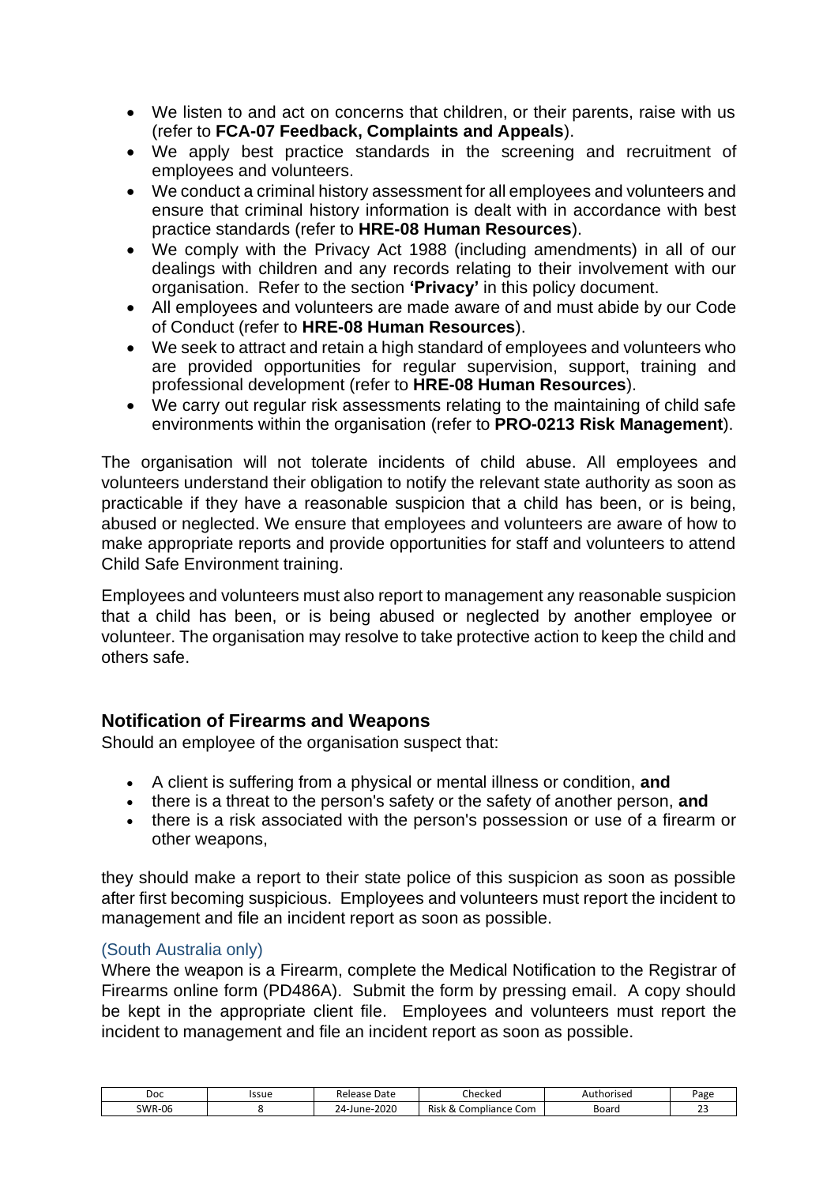- We listen to and act on concerns that children, or their parents, raise with us (refer to **FCA-07 Feedback, Complaints and Appeals**).
- We apply best practice standards in the screening and recruitment of employees and volunteers.
- We conduct a criminal history assessment for all employees and volunteers and ensure that criminal history information is dealt with in accordance with best practice standards (refer to **HRE-08 Human Resources**).
- We comply with the Privacy Act 1988 (including amendments) in all of our dealings with children and any records relating to their involvement with our organisation. Refer to the section **'Privacy'** in this policy document.
- All employees and volunteers are made aware of and must abide by our Code of Conduct (refer to **HRE-08 Human Resources**).
- We seek to attract and retain a high standard of employees and volunteers who are provided opportunities for regular supervision, support, training and professional development (refer to **HRE-08 Human Resources**).
- We carry out regular risk assessments relating to the maintaining of child safe environments within the organisation (refer to **PRO-0213 Risk Management**).

The organisation will not tolerate incidents of child abuse. All employees and volunteers understand their obligation to notify the relevant state authority as soon as practicable if they have a reasonable suspicion that a child has been, or is being, abused or neglected. We ensure that employees and volunteers are aware of how to make appropriate reports and provide opportunities for staff and volunteers to attend Child Safe Environment training.

Employees and volunteers must also report to management any reasonable suspicion that a child has been, or is being abused or neglected by another employee or volunteer. The organisation may resolve to take protective action to keep the child and others safe.

## Notification of Firearms and Weapons

Should an employee of the organisation suspect that:

- A client is suffering from a physical or mental illness or condition, **and**
- there is a threat to the person's safety or the safety of another person, **and**
- there is a risk associated with the person's possession or use of a firearm or other weapons,

they should make a report to their state police of this suspicion as soon as possible after first becoming suspicious. Employees and volunteers must report the incident to management and file an incident report as soon as possible.

### (South Australia only)

Where the weapon is a Firearm, complete the Medical Notification to the Registrar of Firearms online form (PD486A). Submit the form by pressing email. A copy should be kept in the appropriate client file. Employees and volunteers must report the incident to management and file an incident report as soon as possible.

| Doc | Issue | Release Date | Checked | Authorised | Page |
|---|---|---|---|---|---|
| SWR-06 | 8 | 24-June-2020 | Risk & Compliance Com | Board | 23 |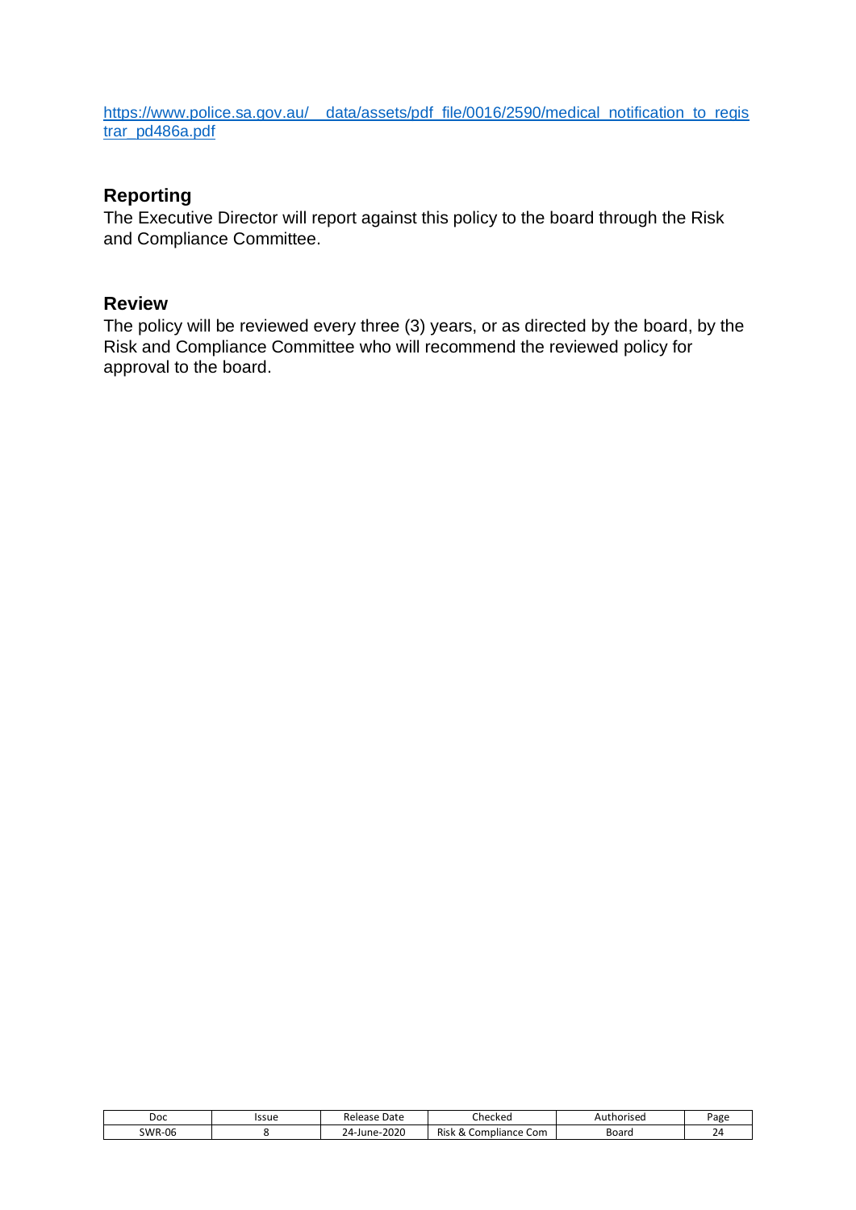https://www.police.sa.gov.au/__data/assets/pdf_file/0016/2590/medical_notification_to_registrar_pd486a.pdf

## Reporting

The Executive Director will report against this policy to the board through the Risk and Compliance Committee.

## Review

The policy will be reviewed every three (3) years, or as directed by the board, by the Risk and Compliance Committee who will recommend the reviewed policy for approval to the board.